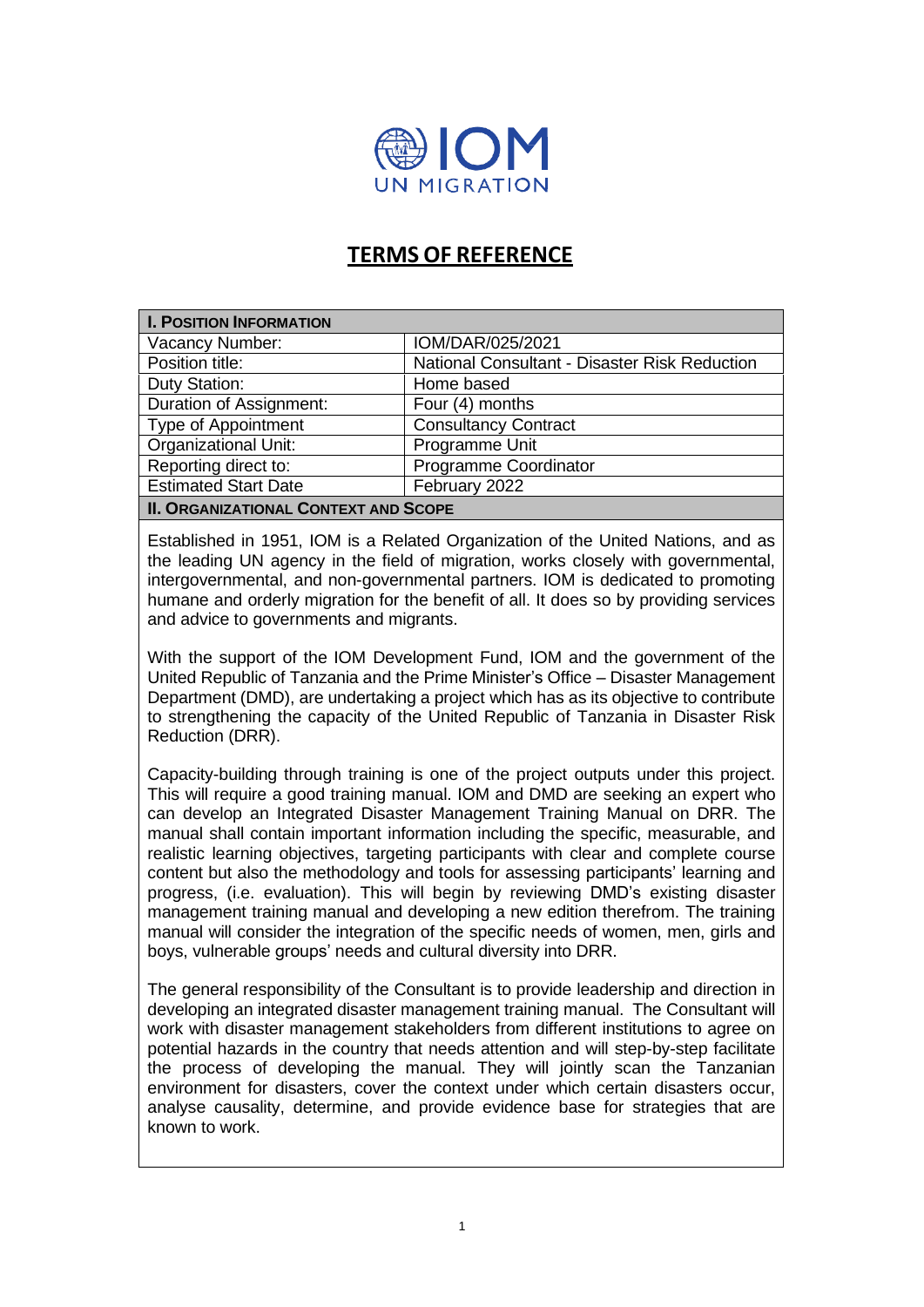# TERMS OF REFERENCE

| I. POSITION INFORMATION | |
| --- | --- |
| Vacancy Number: | IOM/DAR/025/2021 |
| Position title: | National Consultant - Disaster Risk Reduction |
| Duty Station: | Home based |
| Duration of Assignment: | Four (4) months |
| Type of Appointment | Consultancy Contract |
| Organizational Unit: | Programme Unit |
| Reporting direct to: | Programme Coordinator |
| Estimated Start Date | February 2022 |

## II. ORGANIZATIONAL CONTEXT AND SCOPE

Established in 1951, IOM is a Related Organization of the United Nations, and as the leading UN agency in the field of migration, works closely with governmental, intergovernmental, and non-governmental partners. IOM is dedicated to promoting humane and orderly migration for the benefit of all. It does so by providing services and advice to governments and migrants.

With the support of the IOM Development Fund, IOM and the government of the United Republic of Tanzania and the Prime Minister's Office – Disaster Management Department (DMD), are undertaking a project which has as its objective to contribute to strengthening the capacity of the United Republic of Tanzania in Disaster Risk Reduction (DRR).

Capacity-building through training is one of the project outputs under this project. This will require a good training manual. IOM and DMD are seeking an expert who can develop an Integrated Disaster Management Training Manual on DRR. The manual shall contain important information including the specific, measurable, and realistic learning objectives, targeting participants with clear and complete course content but also the methodology and tools for assessing participants' learning and progress, (i.e. evaluation). This will begin by reviewing DMD's existing disaster management training manual and developing a new edition therefrom. The training manual will consider the integration of the specific needs of women, men, girls and boys, vulnerable groups' needs and cultural diversity into DRR.

The general responsibility of the Consultant is to provide leadership and direction in developing an integrated disaster management training manual. The Consultant will work with disaster management stakeholders from different institutions to agree on potential hazards in the country that needs attention and will step-by-step facilitate the process of developing the manual. They will jointly scan the Tanzanian environment for disasters, cover the context under which certain disasters occur, analyse causality, determine, and provide evidence base for strategies that are known to work.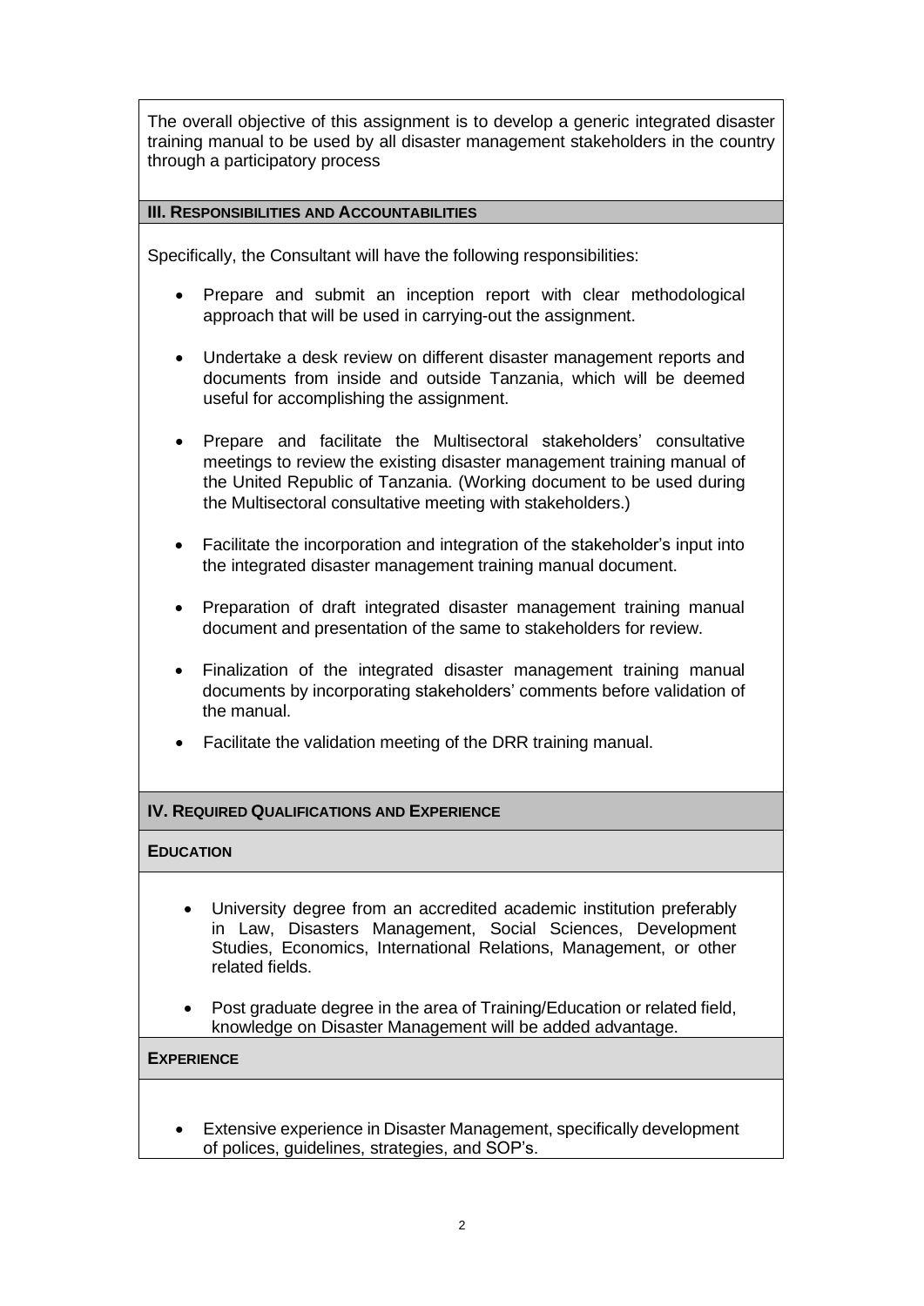The overall objective of this assignment is to develop a generic integrated disaster training manual to be used by all disaster management stakeholders in the country through a participatory process

## III. Responsibilities and Accountabilities

Specifically, the Consultant will have the following responsibilities:

- Prepare and submit an inception report with clear methodological approach that will be used in carrying-out the assignment.
- Undertake a desk review on different disaster management reports and documents from inside and outside Tanzania, which will be deemed useful for accomplishing the assignment.
- Prepare and facilitate the Multisectoral stakeholders' consultative meetings to review the existing disaster management training manual of the United Republic of Tanzania. (Working document to be used during the Multisectoral consultative meeting with stakeholders.)
- Facilitate the incorporation and integration of the stakeholder's input into the integrated disaster management training manual document.
- Preparation of draft integrated disaster management training manual document and presentation of the same to stakeholders for review.
- Finalization of the integrated disaster management training manual documents by incorporating stakeholders' comments before validation of the manual.
- Facilitate the validation meeting of the DRR training manual.

## IV. Required Qualifications and Experience

### Education

- University degree from an accredited academic institution preferably in Law, Disasters Management, Social Sciences, Development Studies, Economics, International Relations, Management, or other related fields.
- Post graduate degree in the area of Training/Education or related field, knowledge on Disaster Management will be added advantage.

### Experience

- Extensive experience in Disaster Management, specifically development of polices, guidelines, strategies, and SOP's.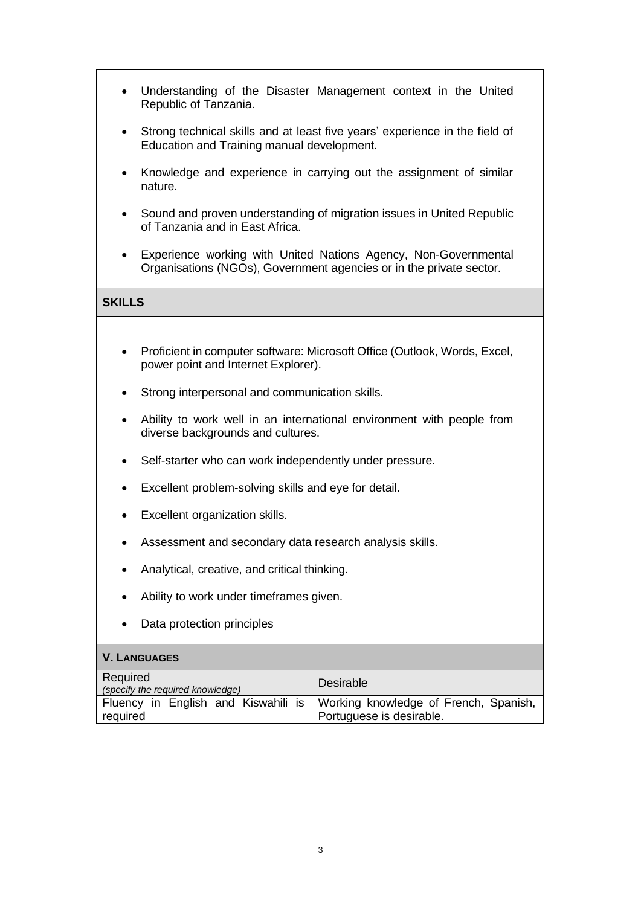- Understanding of the Disaster Management context in the United Republic of Tanzania.
- Strong technical skills and at least five years' experience in the field of Education and Training manual development.
- Knowledge and experience in carrying out the assignment of similar nature.
- Sound and proven understanding of migration issues in United Republic of Tanzania and in East Africa.
- Experience working with United Nations Agency, Non-Governmental Organisations (NGOs), Government agencies or in the private sector.

## SKILLS

- Proficient in computer software: Microsoft Office (Outlook, Words, Excel, power point and Internet Explorer).
- Strong interpersonal and communication skills.
- Ability to work well in an international environment with people from diverse backgrounds and cultures.
- Self-starter who can work independently under pressure.
- Excellent problem-solving skills and eye for detail.
- Excellent organization skills.
- Assessment and secondary data research analysis skills.
- Analytical, creative, and critical thinking.
- Ability to work under timeframes given.
- Data protection principles

## V. LANGUAGES

| Required *(specify the required knowledge)* | Desirable |
|---|---|
| Fluency in English and Kiswahili is required | Working knowledge of French, Spanish, Portuguese is desirable. |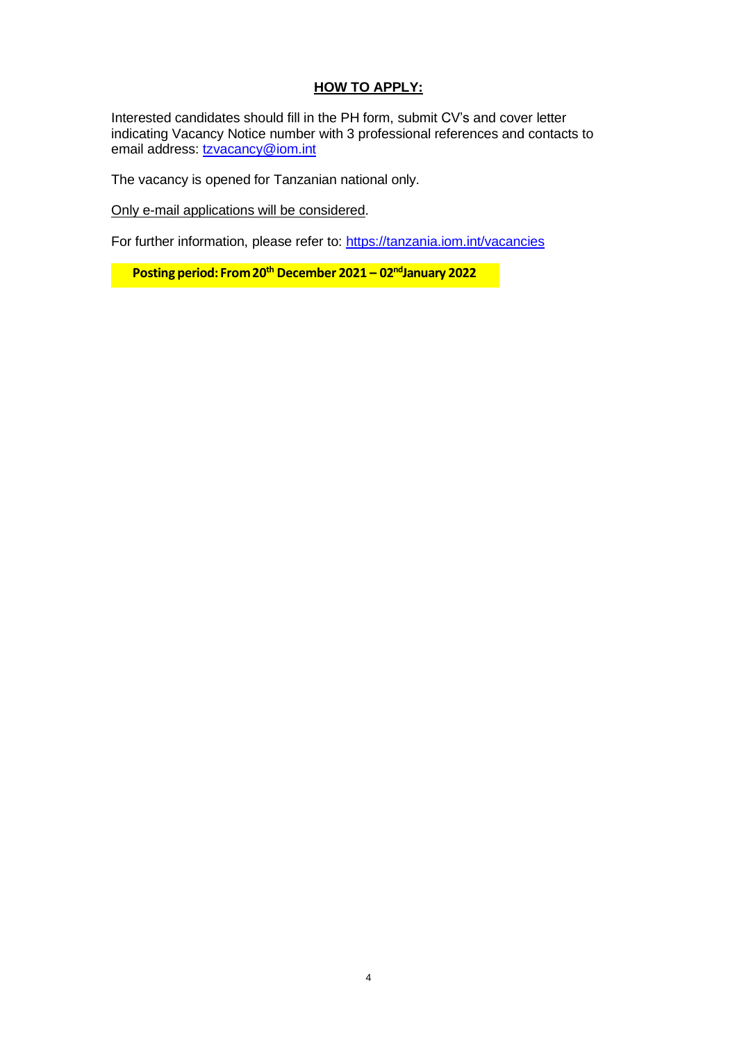## HOW TO APPLY:

Interested candidates should fill in the PH form, submit CV's and cover letter indicating Vacancy Notice number with 3 professional references and contacts to email address: tzvacancy@iom.int

The vacancy is opened for Tanzanian national only.

Only e-mail applications will be considered.

For further information, please refer to: https://tanzania.iom.int/vacancies

**Posting period: From 20th December 2021 – 02nd January 2022**